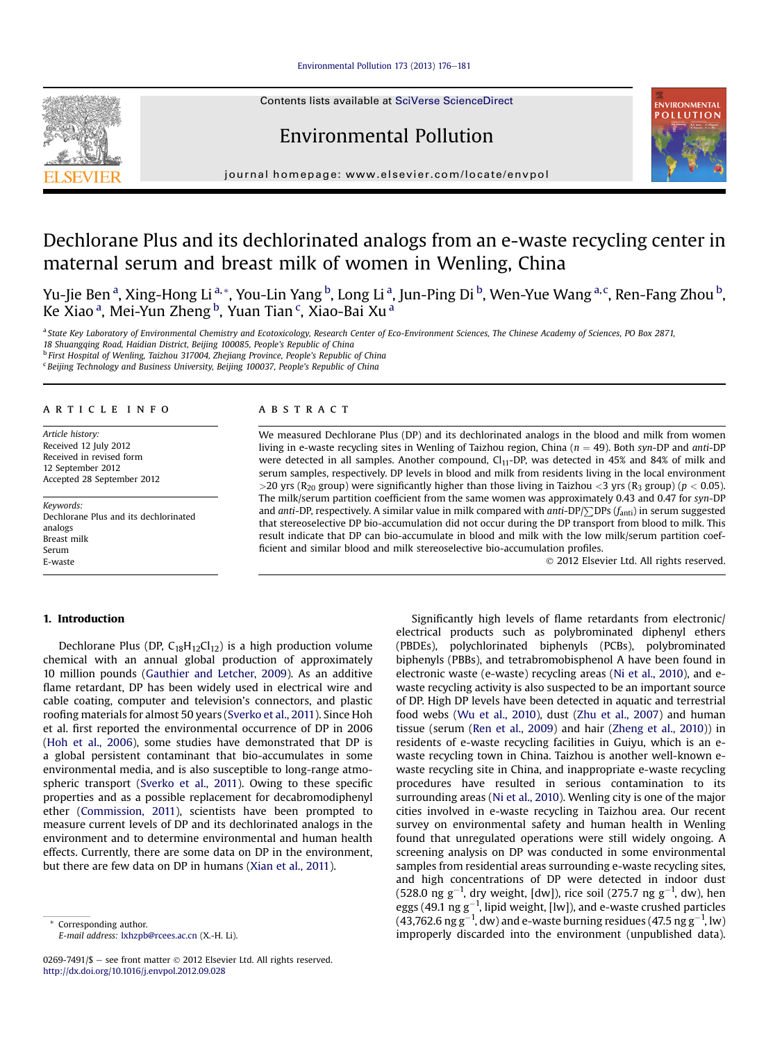# Dechlorane Plus and its dechlorinated analogs from an e-waste recycling center in maternal serum and breast milk of women in Wenling, China

Yu-Jie Ben [a], Xing-Hong Li [a,*], You-Lin Yang [b], Long Li [a], Jun-Ping Di [b], Wen-Yue Wang [a,c], Ren-Fang Zhou [b], Ke Xiao [a], Mei-Yun Zheng [b], Yuan Tian [c], Xiao-Bai Xu [a]

[a] State Key Laboratory of Environmental Chemistry and Ecotoxicology, Research Center of Eco-Environment Sciences, The Chinese Academy of Sciences, PO Box 2871, 18 Shuangqing Road, Haidian District, Beijing 100085, People's Republic of China

[b] First Hospital of Wenling, Taizhou 317004, Zhejiang Province, People's Republic of China

[c] Beijing Technology and Business University, Beijing 100037, People's Republic of China

## ARTICLE INFO

*Article history:*
Received 12 July 2012
Received in revised form
12 September 2012
Accepted 28 September 2012

*Keywords:*
Dechlorane Plus and its dechlorinated analogs
Breast milk
Serum
E-waste

## ABSTRACT

We measured Dechlorane Plus (DP) and its dechlorinated analogs in the blood and milk from women living in e-waste recycling sites in Wenling of Taizhou region, China ($n = 49$). Both *syn*-DP and *anti*-DP were detected in all samples. Another compound, $Cl_{11}$-DP, was detected in 45% and 84% of milk and serum samples, respectively. DP levels in blood and milk from residents living in the local environment >20 yrs ($R_{20}$ group) were significantly higher than those living in Taizhou <3 yrs ($R_3$ group) ($p < 0.05$). The milk/serum partition coefficient from the same women was approximately 0.43 and 0.47 for *syn*-DP and *anti*-DP, respectively. A similar value in milk compared with *anti*-DP/$\sum$DPs ($f_{anti}$) in serum suggested that stereoselective DP bio-accumulation did not occur during the DP transport from blood to milk. This result indicate that DP can bio-accumulate in blood and milk with the low milk/serum partition coefficient and similar blood and milk stereoselective bio-accumulation profiles.

© 2012 Elsevier Ltd. All rights reserved.

## 1. Introduction

Dechlorane Plus (DP, $C_{18}H_{12}Cl_{12}$) is a high production volume chemical with an annual global production of approximately 10 million pounds (Gauthier and Letcher, 2009). As an additive flame retardant, DP has been widely used in electrical wire and cable coating, computer and television's connectors, and plastic roofing materials for almost 50 years (Sverko et al., 2011). Since Hoh et al. first reported the environmental occurrence of DP in 2006 (Hoh et al., 2006), some studies have demonstrated that DP is a global persistent contaminant that bio-accumulates in some environmental media, and is also susceptible to long-range atmospheric transport (Sverko et al., 2011). Owing to these specific properties and as a possible replacement for decabromodiphenyl ether (Commission, 2011), scientists have been prompted to measure current levels of DP and its dechlorinated analogs in the environment and to determine environmental and human health effects. Currently, there are some data on DP in the environment, but there are few data on DP in humans (Xian et al., 2011).

Significantly high levels of flame retardants from electronic/electrical products such as polybrominated diphenyl ethers (PBDEs), polychlorinated biphenyls (PCBs), polybrominated biphenyls (PBBs), and tetrabromobisphenol A have been found in electronic waste (e-waste) recycling areas (Ni et al., 2010), and e-waste recycling activity is also suspected to be an important source of DP. High DP levels have been detected in aquatic and terrestrial food webs (Wu et al., 2010), dust (Zhu et al., 2007) and human tissue (serum (Ren et al., 2009) and hair (Zheng et al., 2010)) in residents of e-waste recycling facilities in Guiyu, which is an e-waste recycling town in China. Taizhou is another well-known e-waste recycling site in China, and inappropriate e-waste recycling procedures have resulted in serious contamination to its surrounding areas (Ni et al., 2010). Wenling city is one of the major cities involved in e-waste recycling in Taizhou area. Our recent survey on environmental safety and human health in Wenling found that unregulated operations were still widely ongoing. A screening analysis on DP was conducted in some environmental samples from residential areas surrounding e-waste recycling sites, and high concentrations of DP were detected in indoor dust (528.0 ng $g^{-1}$, dry weight, [dw]), rice soil (275.7 ng $g^{-1}$, dw), hen eggs (49.1 ng $g^{-1}$, lipid weight, [lw]), and e-waste crushed particles (43,762.6 ng $g^{-1}$, dw) and e-waste burning residues (47.5 ng $g^{-1}$, lw) improperly discarded into the environment (unpublished data).

* Corresponding author.
E-mail address: lxhzpb@rcees.ac.cn (X.-H. Li).

0269-7491/$ – see front matter © 2012 Elsevier Ltd. All rights reserved.
http://dx.doi.org/10.1016/j.envpol.2012.09.028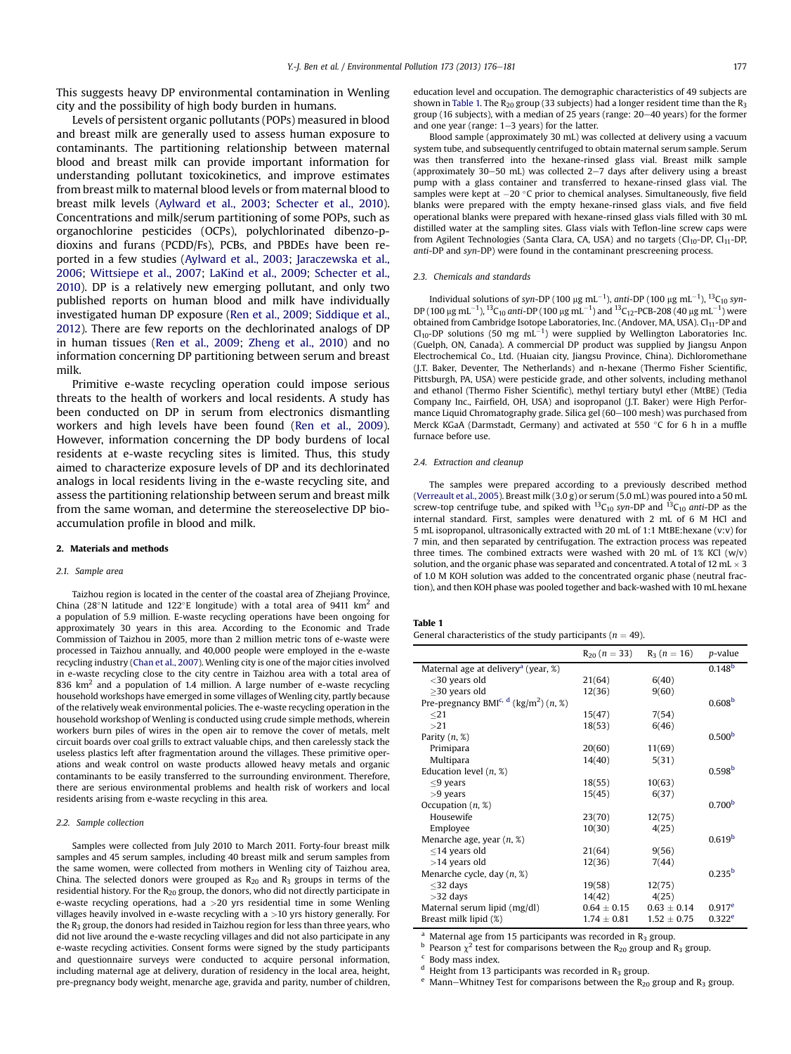This suggests heavy DP environmental contamination in Wenling city and the possibility of high body burden in humans.

Levels of persistent organic pollutants (POPs) measured in blood and breast milk are generally used to assess human exposure to contaminants. The partitioning relationship between maternal blood and breast milk can provide important information for understanding pollutant toxicokinetics, and improve estimates from breast milk to maternal blood levels or from maternal blood to breast milk levels (Aylward et al., 2003; Schecter et al., 2010). Concentrations and milk/serum partitioning of some POPs, such as organochlorine pesticides (OCPs), polychlorinated dibenzo-p-dioxins and furans (PCDD/Fs), PCBs, and PBDEs have been reported in a few studies (Aylward et al., 2003; Jaraczewska et al., 2006; Wittsiepe et al., 2007; LaKind et al., 2009; Schecter et al., 2010). DP is a relatively new emerging pollutant, and only two published reports on human blood and milk have individually investigated human DP exposure (Ren et al., 2009; Siddique et al., 2012). There are few reports on the dechlorinated analogs of DP in human tissues (Ren et al., 2009; Zheng et al., 2010) and no information concerning DP partitioning between serum and breast milk.

Primitive e-waste recycling operation could impose serious threats to the health of workers and local residents. A study has been conducted on DP in serum from electronics dismantling workers and high levels have been found (Ren et al., 2009). However, information concerning the DP body burdens of local residents at e-waste recycling sites is limited. Thus, this study aimed to characterize exposure levels of DP and its dechlorinated analogs in local residents living in the e-waste recycling site, and assess the partitioning relationship between serum and breast milk from the same woman, and determine the stereoselective DP bio-accumulation profile in blood and milk.

## 2. Materials and methods

### 2.1. Sample area

Taizhou region is located in the center of the coastal area of Zhejiang Province, China (28°N latitude and 122°E longitude) with a total area of 9411 $km^2$ and a population of 5.9 million. E-waste recycling operations have been ongoing for approximately 30 years in this area. According to the Economic and Trade Commission of Taizhou in 2005, more than 2 million metric tons of e-waste were processed in Taizhou annually, and 40,000 people were employed in the e-waste recycling industry (Chan et al., 2007). Wenling city is one of the major cities involved in e-waste recycling close to the city centre in Taizhou area with a total area of 836 $km^2$ and a population of 1.4 million. A large number of e-waste recycling household workshops have emerged in some villages of Wenling city, partly because of the relatively weak environmental policies. The e-waste recycling operation in the household workshop of Wenling is conducted using crude simple methods, wherein workers burn piles of wires in the open air to remove the cover of metals, melt circuit boards over coal grills to extract valuable chips, and then carelessly stack the useless plastics left after fragmentation around the villages. These primitive operations and weak control on waste products allowed heavy metals and organic contaminants to be easily transferred to the surrounding environment. Therefore, there are serious environmental problems and health risk of workers and local residents arising from e-waste recycling in this area.

### 2.2. Sample collection

Samples were collected from July 2010 to March 2011. Forty-four breast milk samples and 45 serum samples, including 40 breast milk and serum samples from the same women, were collected from mothers in Wenling city of Taizhou area, China. The selected donors were grouped as $R_{20}$ and $R_3$ groups in terms of the residential history. For the $R_{20}$ group, the donors, who did not directly participate in e-waste recycling operations, had a >20 yrs residential time in some Wenling villages heavily involved in e-waste recycling with a >10 yrs history generally. For the $R_3$ group, the donors had resided in Taizhou region for less than three years, who did not live around the e-waste recycling villages and did not also participate in any e-waste recycling activities. Consent forms were signed by the study participants and questionnaire surveys were conducted to acquire personal information, including maternal age at delivery, duration of residency in the local area, height, pre-pregnancy body weight, menarche age, gravida and parity, number of children, education level and occupation. The demographic characteristics of 49 subjects are shown in Table 1. The $R_{20}$ group (33 subjects) had a longer resident time than the $R_3$ group (16 subjects), with a median of 25 years (range: 20–40 years) for the former and one year (range: 1–3 years) for the latter.

Blood sample (approximately 30 mL) was collected at delivery using a vacuum system tube, and subsequently centrifuged to obtain maternal serum sample. Serum was then transferred into the hexane-rinsed glass vial. Breast milk sample (approximately 30–50 mL) was collected 2–7 days after delivery using a breast pump with a glass container and transferred to hexane-rinsed glass vial. The samples were kept at −20 °C prior to chemical analyses. Simultaneously, five field blanks were prepared with the empty hexane-rinsed glass vials, and five field operational blanks were prepared with hexane-rinsed glass vials filled with 30 mL distilled water at the sampling sites. Glass vials with Teflon-line screw caps were from Agilent Technologies (Santa Clara, CA, USA) and no targets ($Cl_{10}$-DP, $Cl_{11}$-DP, *anti*-DP and *syn*-DP) were found in the contaminant prescreening process.

### 2.3. Chemicals and standards

Individual solutions of *syn*-DP (100 μg $mL^{-1}$), *anti*-DP (100 μg $mL^{-1}$), $^{13}C_{10}$ *syn*-DP (100 μg $mL^{-1}$), $^{13}C_{10}$ *anti*-DP (100 μg $mL^{-1}$) and $^{13}C_{12}$-PCB-208 (40 μg $mL^{-1}$) were obtained from Cambridge Isotope Laboratories, Inc. (Andover, MA, USA). $Cl_{11}$-DP and $Cl_{10}$-DP solutions (50 mg $mL^{-1}$) were supplied by Wellington Laboratories Inc. (Guelph, ON, Canada). A commercial DP product was supplied by Jiangsu Anpon Electrochemical Co., Ltd. (Huaian city, Jiangsu Province, China). Dichloromethane (J.T. Baker, Deventer, The Netherlands) and n-hexane (Thermo Fisher Scientific, Pittsburgh, PA, USA) were pesticide grade, and other solvents, including methanol and ethanol (Thermo Fisher Scientific), methyl tertiary butyl ether (MtBE) (Tedia Company Inc., Fairfield, OH, USA) and isopropanol (J.T. Baker) were High Performance Liquid Chromatography grade. Silica gel (60–100 mesh) was purchased from Merck KGaA (Darmstadt, Germany) and activated at 550 °C for 6 h in a muffle furnace before use.

### 2.4. Extraction and cleanup

The samples were prepared according to a previously described method (Verreault et al., 2005). Breast milk (3.0 g) or serum (5.0 mL) was poured into a 50 mL screw-top centrifuge tube, and spiked with $^{13}C_{10}$ *syn*-DP and $^{13}C_{10}$ *anti*-DP as the internal standard. First, samples were denatured with 2 mL of 6 M HCl and 5 mL isopropanol, ultrasonically extracted with 20 mL of 1:1 MtBE:hexane (v:v) for 7 min, and then separated by centrifugation. The extraction process was repeated three times. The combined extracts were washed with 20 mL of 1% KCl (w/v) solution, and the organic phase was separated and concentrated. A total of 12 mL × 3 of 1.0 M KOH solution was added to the concentrated organic phase (neutral fraction), and then KOH phase was pooled together and back-washed with 10 mL hexane

**Table 1**
General characteristics of the study participants ($n = 49$).

| | $R_{20}$ ($n = 33$) | $R_3$ ($n = 16$) | *p*-value |
|---|---|---|---|
| Maternal age at delivery[a] (year, %) | | | 0.148[b] |
| <30 years old | 21(64) | 6(40) | |
| ≥30 years old | 12(36) | 9(60) | |
| Pre-pregnancy BMI[c, d] ($kg/m^2$) (n, %) | | | 0.608[b] |
| ≤21 | 15(47) | 7(54) | |
| >21 | 18(53) | 6(46) | |
| Parity (n, %) | | | 0.500[b] |
| Primipara | 20(60) | 11(69) | |
| Multipara | 14(40) | 5(31) | |
| Education level (n, %) | | | 0.598[b] |
| ≤9 years | 18(55) | 10(63) | |
| >9 years | 15(45) | 6(37) | |
| Occupation (n, %) | | | 0.700[b] |
| Housewife | 23(70) | 12(75) | |
| Employee | 10(30) | 4(25) | |
| Menarche age, year (n, %) | | | 0.619[b] |
| ≤14 years old | 21(64) | 9(56) | |
| >14 years old | 12(36) | 7(44) | |
| Menarche cycle, day (n, %) | | | 0.235[b] |
| ≤32 days | 19(58) | 12(75) | |
| >32 days | 14(42) | 4(25) | |
| Maternal serum lipid (mg/dl) | 0.64 ± 0.15 | 0.63 ± 0.14 | 0.917[e] |
| Breast milk lipid (%) | 1.74 ± 0.81 | 1.52 ± 0.75 | 0.322[e] |

[a] Maternal age from 15 participants was recorded in $R_3$ group.
[b] Pearson $\chi^2$ test for comparisons between the $R_{20}$ group and $R_3$ group.
[c] Body mass index.
[d] Height from 13 participants was recorded in $R_3$ group.
[e] Mann–Whitney Test for comparisons between the $R_{20}$ group and $R_3$ group.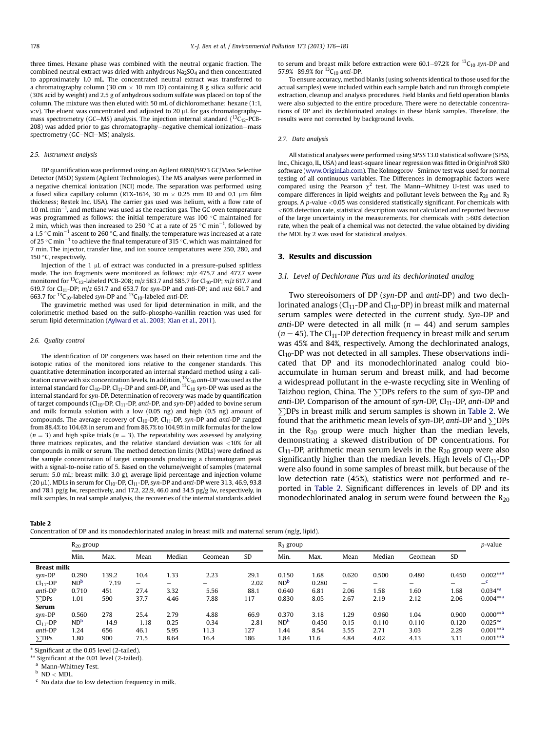three times. Hexane phase was combined with the neutral organic fraction. The combined neutral extract was dried with anhydrous $Na_2SO_4$ and then concentrated to approximately 1.0 mL. The concentrated neutral extract was transferred to a chromatography column (30 cm × 10 mm ID) containing 8 g silica sulfuric acid (30% acid by weight) and 2.5 g of anhydrous sodium sulfate was placed on top of the column. The mixture was then eluted with 50 mL of dichloromethane: hexane (1:1, v:v). The eluent was concentrated and adjusted to 20 μL for gas chromatography–mass spectrometry (GC–MS) analysis. The injection internal standard ($^{13}C_{12}$-PCB-208) was added prior to gas chromatography–negative chemical ionization–mass spectrometry (GC–NCI–MS) analysis.

### 2.5. Instrument analysis

DP quantification was performed using an Agilent 6890/5973 GC/Mass Selective Detector (MSD) System (Agilent Technologies). The MS analyses were performed in a negative chemical ionization (NCI) mode. The separation was performed using a fused silica capillary column (RTX-1614, 30 m × 0.25 mm ID and 0.1 μm film thickness; Restek Inc. USA). The carrier gas used was helium, with a flow rate of 1.0 mL $min^{-1}$, and methane was used as the reaction gas. The GC oven temperature was programmed as follows: the initial temperature was 100 °C maintained for 2 min, which was then increased to 250 °C at a rate of 25 °C $min^{-1}$, followed by a 1.5 °C $min^{-1}$ ascent to 260 °C, and finally, the temperature was increased at a rate of 25 °C $min^{-1}$ to achieve the final temperature of 315 °C, which was maintained for 7 min. The injector, transfer line, and ion source temperatures were 250, 280, and 150 °C, respectively.

Injection of the 1 μL of extract was conducted in a pressure-pulsed splitless mode. The ion fragments were monitored as follows: $m/z$ 475.7 and 477.7 were monitored for $^{13}C_{12}$-labeled PCB-208; $m/z$ 583.7 and 585.7 for $Cl_{10}$-DP; $m/z$ 617.7 and 619.7 for $Cl_{11}$-DP; $m/z$ 651.7 and 653.7 for *syn*-DP and *anti*-DP; and $m/z$ 661.7 and 663.7 for $^{13}C_{10}$-labeled *syn*-DP and $^{13}C_{10}$-labeled *anti*-DP.

The gravimetric method was used for lipid determination in milk, and the colorimetric method based on the sulfo-phospho-vanillin reaction was used for serum lipid determination (Aylward et al., 2003; Xian et al., 2011).

### 2.6. Quality control

The identification of DP congeners was based on their retention time and the isotopic ratios of the monitored ions relative to the congener standards. This quantitative determination incorporated an internal standard method using a calibration curve with six concentration levels. In addition, $^{13}C_{10}$ *anti*-DP was used as the internal standard for $Cl_{10}$-DP, $Cl_{11}$-DP and *anti*-DP, and $^{13}C_{10}$ *syn*-DP was used as the internal standard for *syn*-DP. Determination of recovery was made by quantification of target compounds ($Cl_{10}$-DP, $Cl_{11}$-DP, *anti*-DP, and *syn*-DP) added to bovine serum and milk formula solution with a low (0.05 ng) and high (0.5 ng) amount of compounds. The average recovery of $Cl_{10}$-DP, $Cl_{11}$-DP, *syn*-DP and *anti*-DP ranged from 88.4% to 104.6% in serum and from 86.7% to 104.9% in milk formulas for the low ($n = 3$) and high spike trials ($n = 3$). The repeatability was assessed by analyzing three matrices replicates, and the relative standard deviation was <10% for all compounds in milk or serum. The method detection limits (MDLs) were defined as the sample concentration of target compounds producing a chromatogram peak with a signal-to-noise ratio of 5. Based on the volume/weight of samples (maternal serum: 5.0 mL; breast milk: 3.0 g), average lipid percentage and injection volume (20 μL), MDLs in serum for $Cl_{10}$-DP, $Cl_{11}$-DP, *syn*-DP and *anti*-DP were 31.3, 46.9, 93.8 and 78.1 pg/g lw, respectively, and 17.2, 22.9, 46.0 and 34.5 pg/g lw, respectively, in milk samples. In real sample analysis, the recoveries of the internal standards added to serum and breast milk before extraction were 60.1–97.2% for $^{13}C_{10}$ *syn*-DP and 57.9%–89.9% for $^{13}C_{10}$ *anti*-DP.

To ensure accuracy, method blanks (using solvents identical to those used for the actual samples) were included within each sample batch and run through complete extraction, cleanup and analysis procedures. Field blanks and field operation blanks were also subjected to the entire procedure. There were no detectable concentrations of DP and its dechlorinated analogs in these blank samples. Therefore, the results were not corrected by background levels.

### 2.7. Data analysis

All statistical analyses were performed using SPSS 13.0 statistical software (SPSS, Inc., Chicago, IL, USA) and least-square linear regression was fitted in OriginPro8 SR0 software (www.OriginLab.com). The Kolmogorov–Smirnov test was used for normal testing of all continuous variables. The Differences in demographic factors were compared using the Pearson $\chi^2$ test. The Mann–Whitney U-test was used to compare differences in lipid weights and pollutant levels between the $R_{20}$ and $R_3$ groups. A $p$-value <0.05 was considered statistically significant. For chemicals with <60% detection rate, statistical description was not calculated and reported because of the large uncertainty in the measurements. For chemicals with >60% detection rate, when the peak of a chemical was not detected, the value obtained by dividing the MDL by 2 was used for statistical analysis.

## 3. Results and discussion

### 3.1. Level of Dechlorane Plus and its dechlorinated analog

Two stereoisomers of DP (*syn*-DP and *anti*-DP) and two dechlorinated analogs ($Cl_{11}$-DP and $Cl_{10}$-DP) in breast milk and maternal serum samples were detected in the current study. *Syn*-DP and *anti*-DP were detected in all milk ($n = 44$) and serum samples ($n = 45$). The $Cl_{11}$-DP detection frequency in breast milk and serum was 45% and 84%, respectively. Among the dechlorinated analogs, $Cl_{10}$-DP was not detected in all samples. These observations indicated that DP and its monodechlorinated analog could bioaccumulate in human serum and breast milk, and had become a widespread pollutant in the e-waste recycling site in Wenling of Taizhou region, China. The ∑DPs refers to the sum of *syn*-DP and *anti*-DP. Comparison of the amount of *syn*-DP, $Cl_{11}$-DP, *anti*-DP and ∑DPs in breast milk and serum samples is shown in Table 2. We found that the arithmetic mean levels of *syn*-DP, *anti*-DP and ∑DPs in the $R_{20}$ group were much higher than the median levels, demonstrating a skewed distribution of DP concentrations. For $Cl_{11}$-DP, arithmetic mean serum levels in the $R_{20}$ group were also significantly higher than the median levels. High levels of $Cl_{11}$-DP were also found in some samples of breast milk, but because of the low detection rate (45%), statistics were not performed and reported in Table 2. Significant differences in levels of DP and its monodechlorinated analog in serum were found between the $R_{20}$

**Table 2**
Concentration of DP and its monodechlorinated analog in breast milk and maternal serum (ng/g, lipid).

| | $R_{20}$ group | | | | | | $R_3$ group | | | | | | $p$-value |
|---|---|---|---|---|---|---|---|---|---|---|---|---|---|
| | Min. | Max. | Mean | Median | Geomean | SD | Min. | Max. | Mean | Median | Geomean | SD | |
| **Breast milk** | | | | | | | | | | | | | |
| *syn*-DP | 0.290 | 139.2 | 10.4 | 1.33 | 2.23 | 29.1 | 0.150 | 1.68 | 0.620 | 0.500 | 0.480 | 0.450 | 0.002**[a] |
| $Cl_{11}$-DP | ND[b] | 7.19 | – | – | – | 2.02 | ND[b] | 0.280 | – | – | – | – | –[c] |
| *anti*-DP | 0.710 | 451 | 27.4 | 3.32 | 5.56 | 88.1 | 0.640 | 6.81 | 2.06 | 1.58 | 1.60 | 1.68 | 0.034*[a] |
| ∑DPs | 1.01 | 590 | 37.7 | 4.46 | 7.88 | 117 | 0.830 | 8.05 | 2.67 | 2.19 | 2.12 | 2.06 | 0.004**[a] |
| **Serum** | | | | | | | | | | | | | |
| *syn*-DP | 0.560 | 278 | 25.4 | 2.79 | 4.88 | 66.9 | 0.370 | 3.18 | 1.29 | 0.960 | 1.04 | 0.900 | 0.000**[a] |
| $Cl_{11}$-DP | ND[b] | 14.9 | 1.18 | 0.25 | 0.34 | 2.81 | ND[b] | 0.450 | 0.15 | 0.110 | 0.110 | 0.120 | 0.025*[a] |
| *anti*-DP | 1.24 | 656 | 46.1 | 5.95 | 11.3 | 127 | 1.44 | 8.54 | 3.55 | 2.71 | 3.03 | 2.29 | 0.001**[a] |
| ∑DPs | 1.80 | 900 | 71.5 | 8.64 | 16.4 | 186 | 1.84 | 11.6 | 4.84 | 4.02 | 4.13 | 3.11 | 0.001**[a] |

\* Significant at the 0.05 level (2-tailed).
\** Significant at the 0.01 level (2-tailed).
[a] Mann-Whitney Test.
[b] ND < MDL.
[c] No data due to low detection frequency in milk.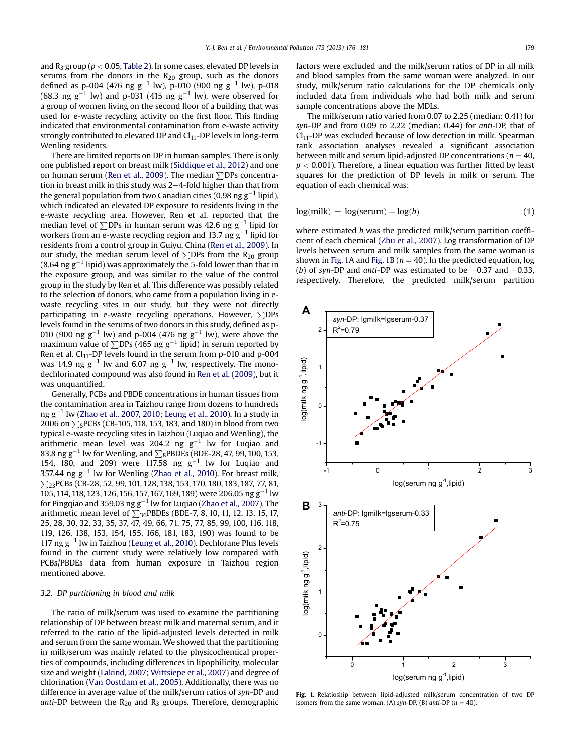and $R_3$ group ($p < 0.05$, Table 2). In some cases, elevated DP levels in serums from the donors in the $R_{20}$ group, such as the donors defined as p-004 (476 ng $g^{-1}$ lw), p-010 (900 ng $g^{-1}$ lw), p-018 (68.3 ng $g^{-1}$ lw) and p-031 (415 ng $g^{-1}$ lw), were observed for a group of women living on the second floor of a building that was used for e-waste recycling activity on the first floor. This finding indicated that environmental contamination from e-waste activity strongly contributed to elevated DP and $Cl_{11}$-DP levels in long-term Wenling residents.

There are limited reports on DP in human samples. There is only one published report on breast milk (Siddique et al., 2012) and one on human serum (Ren et al., 2009). The median $\sum$DPs concentration in breast milk in this study was 2–4-fold higher than that from the general population from two Canadian cities (0.98 ng $g^{-1}$ lipid), which indicated an elevated DP exposure to residents living in the e-waste recycling area. However, Ren et al. reported that the median level of $\sum$DPs in human serum was 42.6 ng $g^{-1}$ lipid for workers from an e-waste recycling region and 13.7 ng $g^{-1}$ lipid for residents from a control group in Guiyu, China (Ren et al., 2009). In our study, the median serum level of $\sum$DPs from the $R_{20}$ group (8.64 ng $g^{-1}$ lipid) was approximately the 5-fold lower than that in the exposure group, and was similar to the value of the control group in the study by Ren et al. This difference was possibly related to the selection of donors, who came from a population living in e-waste recycling sites in our study, but they were not directly participating in e-waste recycling operations. However, $\sum$DPs levels found in the serums of two donors in this study, defined as p-010 (900 ng $g^{-1}$ lw) and p-004 (476 ng $g^{-1}$ lw), were above the maximum value of $\sum$DPs (465 ng $g^{-1}$ lipid) in serum reported by Ren et al. $Cl_{11}$-DP levels found in the serum from p-010 and p-004 was 14.9 ng $g^{-1}$ lw and 6.07 ng $g^{-1}$ lw, respectively. The mono-dechlorinated compound was also found in Ren et al. (2009), but it was unquantified.

Generally, PCBs and PBDE concentrations in human tissues from the contamination area in Taizhou range from dozens to hundreds ng $g^{-1}$ lw (Zhao et al., 2007, 2010; Leung et al., 2010). In a study in 2006 on $\sum_5$PCBs (CB-105, 118, 153, 183, and 180) in blood from two typical e-waste recycling sites in Taizhou (Luqiao and Wenling), the arithmetic mean level was 204.2 ng $g^{-1}$ lw for Luqiao and 83.8 ng $g^{-1}$ lw for Wenling, and $\sum_8$PBDEs (BDE-28, 47, 99, 100, 153, 154, 180, and 209) were 117.58 ng $g^{-1}$ lw for Luqiao and 357.44 ng $g^{-1}$ lw for Wenling (Zhao et al., 2010). For breast milk, $\sum_{23}$PCBs (CB-28, 52, 99, 101, 128, 138, 153, 170, 180, 183, 187, 77, 81, 105, 114, 118, 123, 126, 156, 157, 167, 169, 189) were 206.05 ng $g^{-1}$ lw for Pingqiao and 359.03 ng $g^{-1}$ lw for Luqiao (Zhao et al., 2007). The arithmetic mean level of $\sum_{36}$PBDEs (BDE-7, 8, 10, 11, 12, 13, 15, 17, 25, 28, 30, 32, 33, 35, 37, 47, 49, 66, 71, 75, 77, 85, 99, 100, 116, 118, 119, 126, 138, 153, 154, 155, 166, 181, 183, 190) was found to be 117 ng $g^{-1}$ lw in Taizhou (Leung et al., 2010). Dechlorane Plus levels found in the current study were relatively low compared with PCBs/PBDEs data from human exposure in Taizhou region mentioned above.

### 3.2. DP partitioning in blood and milk

The ratio of milk/serum was used to examine the partitioning relationship of DP between breast milk and maternal serum, and it referred to the ratio of the lipid-adjusted levels detected in milk and serum from the same woman. We showed that the partitioning in milk/serum was mainly related to the physicochemical properties of compounds, including differences in lipophilicity, molecular size and weight (Lakind, 2007; Wittsiepe et al., 2007) and degree of chlorination (Van Oostdam et al., 2005). Additionally, there was no difference in average value of the milk/serum ratios of *syn*-DP and *anti*-DP between the $R_{20}$ and $R_3$ groups. Therefore, demographic factors were excluded and the milk/serum ratios of DP in all milk and blood samples from the same woman were analyzed. In our study, milk/serum ratio calculations for the DP chemicals only included data from individuals who had both milk and serum sample concentrations above the MDLs.

The milk/serum ratio varied from 0.07 to 2.25 (median: 0.41) for *syn*-DP and from 0.09 to 2.22 (median: 0.44) for *anti*-DP, that of $Cl_{11}$-DP was excluded because of low detection in milk. Spearman rank association analyses revealed a significant association between milk and serum lipid-adjusted DP concentrations ($n = 40$, $p < 0.001$). Therefore, a linear equation was further fitted by least squares for the prediction of DP levels in milk or serum. The equation of each chemical was:

$$\log(\text{milk}) = \log(\text{serum}) + \log(b) \quad (1)$$

where estimated $b$ was the predicted milk/serum partition coefficient of each chemical (Zhu et al., 2007). Log transformation of DP levels between serum and milk samples from the same woman is shown in Fig. 1A and Fig. 1B ($n = 40$). In the predicted equation, log ($b$) of *syn*-DP and *anti*-DP was estimated to be −0.37 and −0.33, respectively. Therefore, the predicted milk/serum partition

**Fig. 1.** Relationship between lipid-adjusted milk/serum concentration of two DP isomers from the same woman. (A) *syn*-DP, (B) *anti*-DP ($n = 40$).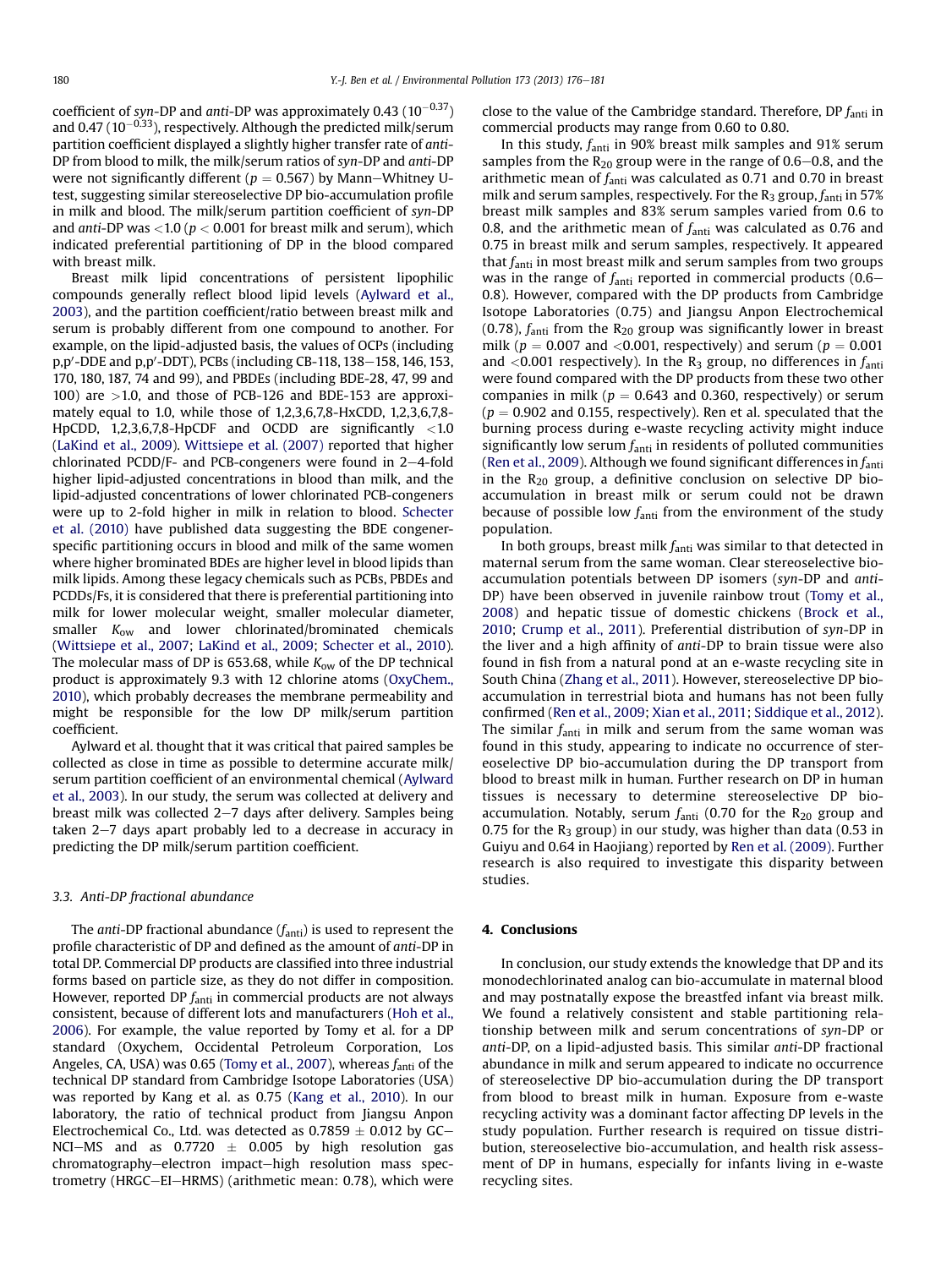coefficient of *syn*-DP and *anti*-DP was approximately 0.43 ($10^{-0.37}$) and 0.47 ($10^{-0.33}$), respectively. Although the predicted milk/serum partition coefficient displayed a slightly higher transfer rate of *anti*-DP from blood to milk, the milk/serum ratios of *syn*-DP and *anti*-DP were not significantly different ($p = 0.567$) by Mann–Whitney U-test, suggesting similar stereoselective DP bio-accumulation profile in milk and blood. The milk/serum partition coefficient of *syn*-DP and *anti*-DP was <1.0 ($p < 0.001$ for breast milk and serum), which indicated preferential partitioning of DP in the blood compared with breast milk.

Breast milk lipid concentrations of persistent lipophilic compounds generally reflect blood lipid levels (Aylward et al., 2003), and the partition coefficient/ratio between breast milk and serum is probably different from one compound to another. For example, on the lipid-adjusted basis, the values of OCPs (including p,p′-DDE and p,p′-DDT), PCBs (including CB-118, 138–158, 146, 153, 170, 180, 187, 74 and 99), and PBDEs (including BDE-28, 47, 99 and 100) are >1.0, and those of PCB-126 and BDE-153 are approximately equal to 1.0, while those of 1,2,3,6,7,8-HxCDD, 1,2,3,6,7,8-HpCDD, 1,2,3,6,7,8-HpCDF and OCDD are significantly <1.0 (LaKind et al., 2009). Wittsiepe et al. (2007) reported that higher chlorinated PCDD/F- and PCB-congeners were found in 2–4-fold higher lipid-adjusted concentrations in blood than milk, and the lipid-adjusted concentrations of lower chlorinated PCB-congeners were up to 2-fold higher in milk in relation to blood. Schecter et al. (2010) have published data suggesting the BDE congener-specific partitioning occurs in blood and milk of the same women where higher brominated BDEs are higher level in blood lipids than milk lipids. Among these legacy chemicals such as PCBs, PBDEs and PCDDs/Fs, it is considered that there is preferential partitioning into milk for lower molecular weight, smaller molecular diameter, smaller $K_{ow}$ and lower chlorinated/brominated chemicals (Wittsiepe et al., 2007; LaKind et al., 2009; Schecter et al., 2010). The molecular mass of DP is 653.68, while $K_{ow}$ of the DP technical product is approximately 9.3 with 12 chlorine atoms (OxyChem., 2010), which probably decreases the membrane permeability and might be responsible for the low DP milk/serum partition coefficient.

Aylward et al. thought that it was critical that paired samples be collected as close in time as possible to determine accurate milk/serum partition coefficient of an environmental chemical (Aylward et al., 2003). In our study, the serum was collected at delivery and breast milk was collected 2–7 days after delivery. Samples being taken 2–7 days apart probably led to a decrease in accuracy in predicting the DP milk/serum partition coefficient.

### 3.3. Anti-DP fractional abundance

The *anti*-DP fractional abundance ($f_{anti}$) is used to represent the profile characteristic of DP and defined as the amount of *anti*-DP in total DP. Commercial DP products are classified into three industrial forms based on particle size, as they do not differ in composition. However, reported DP $f_{anti}$ in commercial products are not always consistent, because of different lots and manufacturers (Hoh et al., 2006). For example, the value reported by Tomy et al. for a DP standard (Oxychem, Occidental Petroleum Corporation, Los Angeles, CA, USA) was 0.65 (Tomy et al., 2007), whereas $f_{anti}$ of the technical DP standard from Cambridge Isotope Laboratories (USA) was reported by Kang et al. as 0.75 (Kang et al., 2010). In our laboratory, the ratio of technical product from Jiangsu Anpon Electrochemical Co., Ltd. was detected as 0.7859 ± 0.012 by GC–NCI–MS and as 0.7720 ± 0.005 by high resolution gas chromatography–electron impact–high resolution mass spectrometry (HRGC–EI–HRMS) (arithmetic mean: 0.78), which were close to the value of the Cambridge standard. Therefore, DP $f_{anti}$ in commercial products may range from 0.60 to 0.80.

In this study, $f_{anti}$ in 90% breast milk samples and 91% serum samples from the $R_{20}$ group were in the range of 0.6–0.8, and the arithmetic mean of $f_{anti}$ was calculated as 0.71 and 0.70 in breast milk and serum samples, respectively. For the $R_3$ group, $f_{anti}$ in 57% breast milk samples and 83% serum samples varied from 0.6 to 0.8, and the arithmetic mean of $f_{anti}$ was calculated as 0.76 and 0.75 in breast milk and serum samples, respectively. It appeared that $f_{anti}$ in most breast milk and serum samples from two groups was in the range of $f_{anti}$ reported in commercial products (0.6–0.8). However, compared with the DP products from Cambridge Isotope Laboratories (0.75) and Jiangsu Anpon Electrochemical (0.78), $f_{anti}$ from the $R_{20}$ group was significantly lower in breast milk ($p = 0.007$ and <0.001, respectively) and serum ($p = 0.001$ and <0.001 respectively). In the $R_3$ group, no differences in $f_{anti}$ were found compared with the DP products from these two other companies in milk ($p = 0.643$ and 0.360, respectively) or serum ($p = 0.902$ and 0.155, respectively). Ren et al. speculated that the burning process during e-waste recycling activity might induce significantly low serum $f_{anti}$ in residents of polluted communities (Ren et al., 2009). Although we found significant differences in $f_{anti}$ in the $R_{20}$ group, a definitive conclusion on selective DP bio-accumulation in breast milk or serum could not be drawn because of possible low $f_{anti}$ from the environment of the study population.

In both groups, breast milk $f_{anti}$ was similar to that detected in maternal serum from the same woman. Clear stereoselective bio-accumulation potentials between DP isomers (*syn*-DP and *anti*-DP) have been observed in juvenile rainbow trout (Tomy et al., 2008) and hepatic tissue of domestic chickens (Brock et al., 2010; Crump et al., 2011). Preferential distribution of *syn*-DP in the liver and a high affinity of *anti*-DP to brain tissue were also found in fish from a natural pond at an e-waste recycling site in South China (Zhang et al., 2011). However, stereoselective DP bio-accumulation in terrestrial biota and humans has not been fully confirmed (Ren et al., 2009; Xian et al., 2011; Siddique et al., 2012). The similar $f_{anti}$ in milk and serum from the same woman was found in this study, appearing to indicate no occurrence of stereoselective DP bio-accumulation during the DP transport from blood to breast milk in human. Further research on DP in human tissues is necessary to determine stereoselective DP bio-accumulation. Notably, serum $f_{anti}$ (0.70 for the $R_{20}$ group and 0.75 for the $R_3$ group) in our study, was higher than data (0.53 in Guiyu and 0.64 in Haojiang) reported by Ren et al. (2009). Further research is also required to investigate this disparity between studies.

## 4. Conclusions

In conclusion, our study extends the knowledge that DP and its monodechlorinated analog can bio-accumulate in maternal blood and may postnatally expose the breastfed infant via breast milk. We found a relatively consistent and stable partitioning relationship between milk and serum concentrations of *syn*-DP or *anti*-DP, on a lipid-adjusted basis. This similar *anti*-DP fractional abundance in milk and serum appeared to indicate no occurrence of stereoselective DP bio-accumulation during the DP transport from blood to breast milk in human. Exposure from e-waste recycling activity was a dominant factor affecting DP levels in the study population. Further research is required on tissue distribution, stereoselective bio-accumulation, and health risk assessment of DP in humans, especially for infants living in e-waste recycling sites.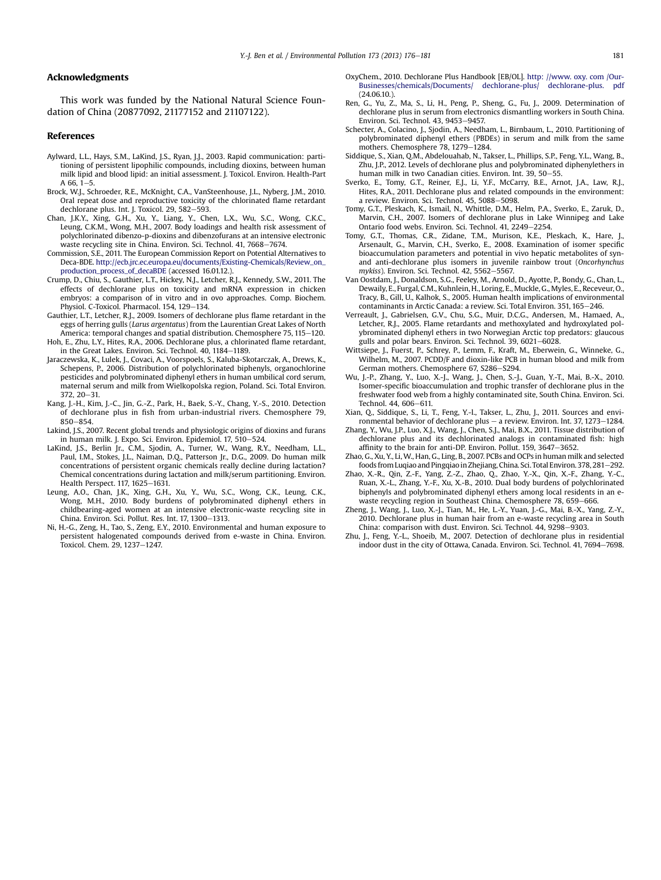## Acknowledgments

This work was funded by the National Natural Science Foundation of China (20877092, 21177152 and 21107122).

## References

Aylward, L.L., Hays, S.M., LaKind, J.S., Ryan, J.J., 2003. Rapid communication: partitioning of persistent lipophilic compounds, including dioxins, between human milk lipid and blood lipid: an initial assessment. J. Toxicol. Environ. Health-Part A 66, 1–5.

Brock, W.J., Schroeder, R.E., McKnight, C.A., VanSteenhouse, J.L., Nyberg, J.M., 2010. Oral repeat dose and reproductive toxicity of the chlorinated flame retardant dechlorane plus. Int. J. Toxicol. 29, 582–593.

Chan, J.K.Y., Xing, G.H., Xu, Y., Liang, Y., Chen, L.X., Wu, S.C., Wong, C.K.C., Leung, C.K.M., Wong, M.H., 2007. Body loadings and health risk assessment of polychlorinated dibenzo-p-dioxins and dibenzofurans at an intensive electronic waste recycling site in China. Environ. Sci. Technol. 41, 7668–7674.

Commission, S.E., 2011. The European Commission Report on Potential Alternatives to Deca-BDE. http://ecb.jrc.ec.europa.eu/documents/Existing-Chemicals/Review_on_production_process_of_decaBDE (accessed 16.01.12.).

Crump, D., Chiu, S., Gauthier, L.T., Hickey, N.J., Letcher, R.J., Kennedy, S.W., 2011. The effects of dechlorane plus on toxicity and mRNA expression in chicken embryos: a comparison of in vitro and in ovo approaches. Comp. Biochem. Physiol. C-Toxicol. Pharmacol. 154, 129–134.

Gauthier, L.T., Letcher, R.J., 2009. Isomers of dechlorane plus flame retardant in the eggs of herring gulls (*Larus argentatus*) from the Laurentian Great Lakes of North America: temporal changes and spatial distribution. Chemosphere 75, 115–120.

Hoh, E., Zhu, L.Y., Hites, R.A., 2006. Dechlorane plus, a chlorinated flame retardant, in the Great Lakes. Environ. Sci. Technol. 40, 1184–1189.

Jaraczewska, K., Lulek, J., Covaci, A., Voorspoels, S., Kaluba-Skotarczak, A., Drews, K., Schepens, P., 2006. Distribution of polychlorinated biphenyls, organochlorine pesticides and polybrominated diphenyl ethers in human umbilical cord serum, maternal serum and milk from Wielkopolska region, Poland. Sci. Total Environ. 372, 20–31.

Kang, J.-H., Kim, J.-C., Jin, G.-Z., Park, H., Baek, S.-Y., Chang, Y.-S., 2010. Detection of dechlorane plus in fish from urban-industrial rivers. Chemosphere 79, 850–854.

Lakind, J.S., 2007. Recent global trends and physiologic origins of dioxins and furans in human milk. J. Expo. Sci. Environ. Epidemiol. 17, 510–524.

LaKind, J.S., Berlin Jr., C.M., Sjodin, A., Turner, W., Wang, R.Y., Needham, L.L., Paul, I.M., Stokes, J.L., Naiman, D.Q., Patterson Jr., D.G., 2009. Do human milk concentrations of persistent organic chemicals really decline during lactation? Chemical concentrations during lactation and milk/serum partitioning. Environ. Health Perspect. 117, 1625–1631.

Leung, A.O., Chan, J.K., Xing, G.H., Xu, Y., Wu, S.C., Wong, C.K., Leung, C.K., Wong, M.H., 2010. Body burdens of polybrominated diphenyl ethers in childbearing-aged women at an intensive electronic-waste recycling site in China. Environ. Sci. Pollut. Res. Int. 17, 1300–1313.

Ni, H.-G., Zeng, H., Tao, S., Zeng, E.Y., 2010. Environmental and human exposure to persistent halogenated compounds derived from e-waste in China. Environ. Toxicol. Chem. 29, 1237–1247.

OxyChem., 2010. Dechlorane Plus Handbook [EB/OL]. http: //www. oxy. com /Our-Businesses/chemicals/Documents/ dechlorane-plus/ dechlorane-plus. pdf (24.06.10.).

Ren, G., Yu, Z., Ma, S., Li, H., Peng, P., Sheng, G., Fu, J., 2009. Determination of dechlorane plus in serum from electronics dismantling workers in South China. Environ. Sci. Technol. 43, 9453–9457.

Schecter, A., Colacino, J., Sjodin, A., Needham, L., Birnbaum, L., 2010. Partitioning of polybrominated diphenyl ethers (PBDEs) in serum and milk from the same mothers. Chemosphere 78, 1279–1284.

Siddique, S., Xian, Q.M., Abdelouahab, N., Takser, L., Phillips, S.P., Feng, Y.L., Wang, B., Zhu, J.P., 2012. Levels of dechlorane plus and polybrominated diphenylethers in human milk in two Canadian cities. Environ. Int. 39, 50–55.

Sverko, E., Tomy, G.T., Reiner, E.J., Li, Y.F., McCarry, B.E., Arnot, J.A., Law, R.J., Hites, R.A., 2011. Dechlorane plus and related compounds in the environment: a review. Environ. Sci. Technol. 45, 5088–5098.

Tomy, G.T., Pleskach, K., Ismail, N., Whittle, D.M., Helm, P.A., Sverko, E., Zaruk, D., Marvin, C.H., 2007. Isomers of dechlorane plus in Lake Winnipeg and Lake Ontario food webs. Environ. Sci. Technol. 41, 2249–2254.

Tomy, G.T., Thomas, C.R., Zidane, T.M., Murison, K.E., Pleskach, K., Hare, J., Arsenault, G., Marvin, C.H., Sverko, E., 2008. Examination of isomer specific bioaccumulation parameters and potential in vivo hepatic metabolites of syn- and anti-dechlorane plus isomers in juvenile rainbow trout (*Oncorhynchus mykiss*). Environ. Sci. Technol. 42, 5562–5567.

Van Oostdam, J., Donaldson, S.G., Feeley, M., Arnold, D., Ayotte, P., Bondy, G., Chan, L., Dewaily, E., Furgal, C.M., Kuhnlein, H., Loring, E., Muckle, G., Myles, E., Receveur, O., Tracy, B., Gill, U., Kalhok, S., 2005. Human health implications of environmental contaminants in Arctic Canada: a review. Sci. Total Environ. 351, 165–246.

Verreault, J., Gabrielsen, G.V., Chu, S.G., Muir, D.C.G., Andersen, M., Hamaed, A., Letcher, R.J., 2005. Flame retardants and methoxylated and hydroxylated polybrominated diphenyl ethers in two Norwegian Arctic top predators: glaucous gulls and polar bears. Environ. Sci. Technol. 39, 6021–6028.

Wittsiepe, J., Fuerst, P., Schrey, P., Lemm, F., Kraft, M., Eberwein, G., Winneke, G., Wilhelm, M., 2007. PCDD/F and dioxin-like PCB in human blood and milk from German mothers. Chemosphere 67, S286–S294.

Wu, J.-P., Zhang, Y., Luo, X.-J., Wang, J., Chen, S.-J., Guan, Y.-T., Mai, B.-X., 2010. Isomer-specific bioaccumulation and trophic transfer of dechlorane plus in the freshwater food web from a highly contaminated site, South China. Environ. Sci. Technol. 44, 606–611.

Xian, Q., Siddique, S., Li, T., Feng, Y.-l., Takser, L., Zhu, J., 2011. Sources and environmental behavior of dechlorane plus – a review. Environ. Int. 37, 1273–1284.

Zhang, Y., Wu, J.P., Luo, X.J., Wang, J., Chen, S.J., Mai, B.X., 2011. Tissue distribution of dechlorane plus and its dechlorinated analogs in contaminated fish: high affinity to the brain for anti-DP. Environ. Pollut. 159, 3647–3652.

Zhao, G., Xu, Y., Li, W., Han, G., Ling, B., 2007. PCBs and OCPs in human milk and selected foods from Luqiao and Pingqiao in Zhejiang, China. Sci. Total Environ. 378, 281–292.

Zhao, X.-R., Qin, Z.-F., Yang, Z.-Z., Zhao, Q., Zhao, Y.-X., Qin, X.-F., Zhang, Y.-C., Ruan, X.-L., Zhang, Y.-F., Xu, X.-B., 2010. Dual body burdens of polychlorinated biphenyls and polybrominated diphenyl ethers among local residents in an e-waste recycling region in Southeast China. Chemosphere 78, 659–666.

Zheng, J., Wang, J., Luo, X.-J., Tian, M., He, L.-Y., Yuan, J.-G., Mai, B.-X., Yang, Z.-Y., 2010. Dechlorane plus in human hair from an e-waste recycling area in South China: comparison with dust. Environ. Sci. Technol. 44, 9298–9303.

Zhu, J., Feng, Y.-L., Shoeib, M., 2007. Detection of dechlorane plus in residential indoor dust in the city of Ottawa, Canada. Environ. Sci. Technol. 41, 7694–7698.